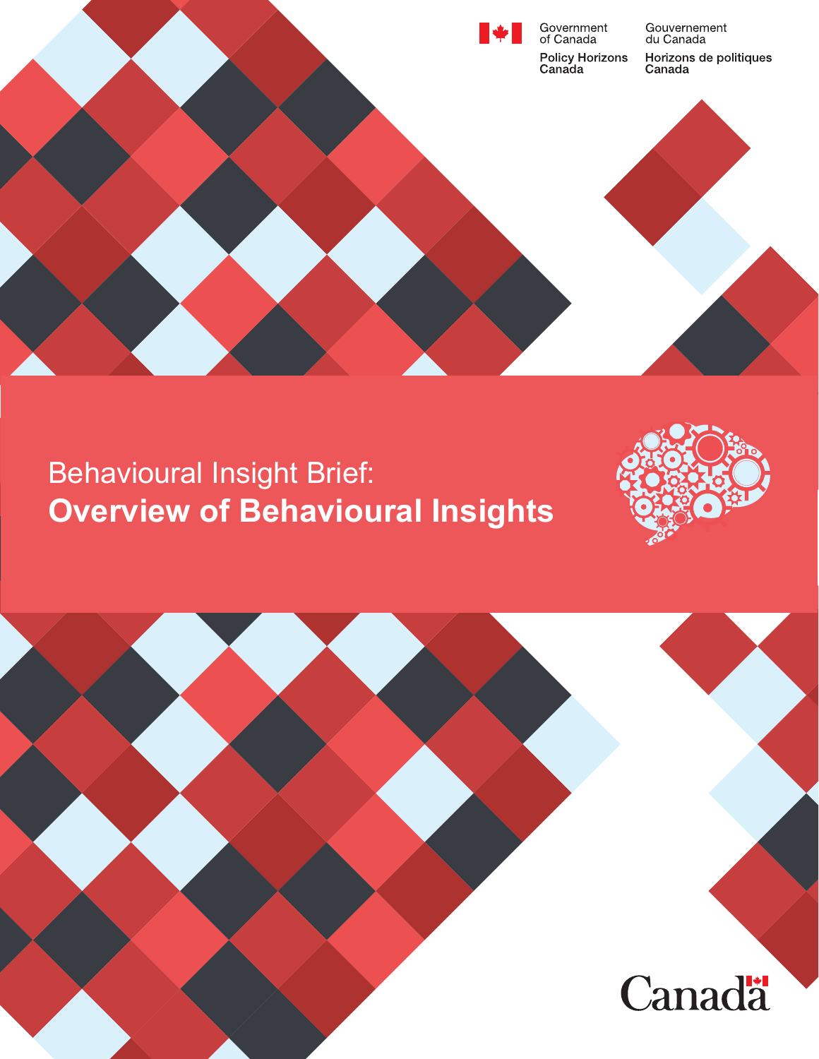Government of Canada | Gouvernement du Canada

Policy Horizons Canada | Horizons de politiques Canada

# Behavioural Insight Brief: **Overview of Behavioural Insights**

Canada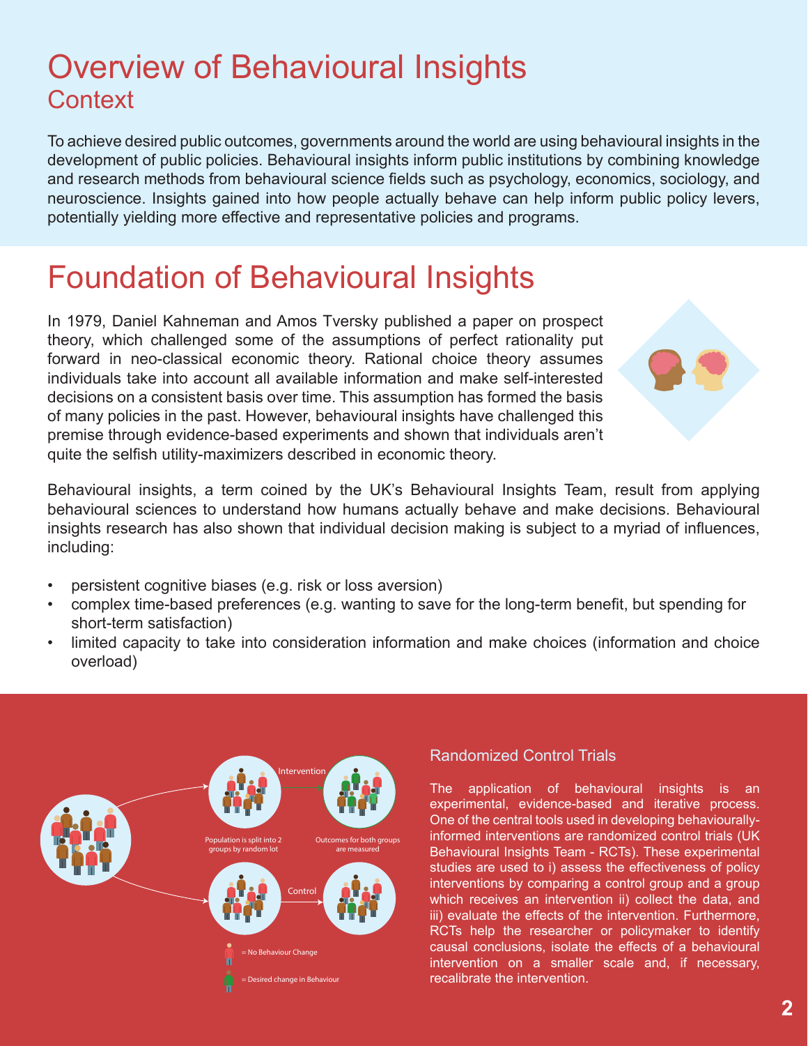# Overview of Behavioural Insights

## Context

To achieve desired public outcomes, governments around the world are using behavioural insights in the development of public policies. Behavioural insights inform public institutions by combining knowledge and research methods from behavioural science fields such as psychology, economics, sociology, and neuroscience. Insights gained into how people actually behave can help inform public policy levers, potentially yielding more effective and representative policies and programs.

# Foundation of Behavioural Insights

In 1979, Daniel Kahneman and Amos Tversky published a paper on prospect theory, which challenged some of the assumptions of perfect rationality put forward in neo-classical economic theory. Rational choice theory assumes individuals take into account all available information and make self-interested decisions on a consistent basis over time. This assumption has formed the basis of many policies in the past. However, behavioural insights have challenged this premise through evidence-based experiments and shown that individuals aren't quite the selfish utility-maximizers described in economic theory.

Behavioural insights, a term coined by the UK's Behavioural Insights Team, result from applying behavioural sciences to understand how humans actually behave and make decisions. Behavioural insights research has also shown that individual decision making is subject to a myriad of influences, including:

- persistent cognitive biases (e.g. risk or loss aversion)
- complex time-based preferences (e.g. wanting to save for the long-term benefit, but spending for short-term satisfaction)
- limited capacity to take into consideration information and make choices (information and choice overload)

Intervention

Control

Population is split into 2 groups by random lot

Outcomes for both groups are measured

= No Behaviour Change

= Desired change in Behaviour

## Randomized Control Trials

The application of behavioural insights is an experimental, evidence-based and iterative process. One of the central tools used in developing behaviourally-informed interventions are randomized control trials (UK Behavioural Insights Team - RCTs). These experimental studies are used to i) assess the effectiveness of policy interventions by comparing a control group and a group which receives an intervention ii) collect the data, and iii) evaluate the effects of the intervention. Furthermore, RCTs help the researcher or policymaker to identify causal conclusions, isolate the effects of a behavioural intervention on a smaller scale and, if necessary, recalibrate the intervention.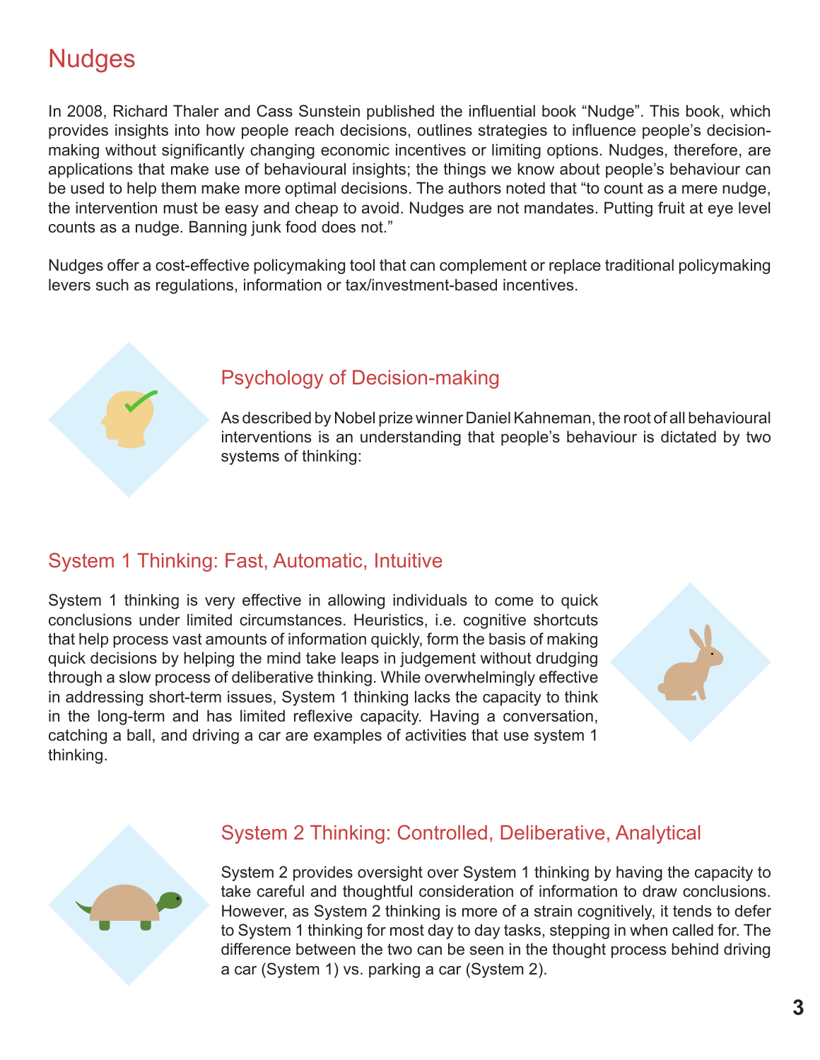# Nudges

In 2008, Richard Thaler and Cass Sunstein published the influential book "Nudge". This book, which provides insights into how people reach decisions, outlines strategies to influence people's decision-making without significantly changing economic incentives or limiting options. Nudges, therefore, are applications that make use of behavioural insights; the things we know about people's behaviour can be used to help them make more optimal decisions. The authors noted that "to count as a mere nudge, the intervention must be easy and cheap to avoid. Nudges are not mandates. Putting fruit at eye level counts as a nudge. Banning junk food does not."

Nudges offer a cost-effective policymaking tool that can complement or replace traditional policymaking levers such as regulations, information or tax/investment-based incentives.

## Psychology of Decision-making

As described by Nobel prize winner Daniel Kahneman, the root of all behavioural interventions is an understanding that people's behaviour is dictated by two systems of thinking:

## System 1 Thinking: Fast, Automatic, Intuitive

System 1 thinking is very effective in allowing individuals to come to quick conclusions under limited circumstances. Heuristics, i.e. cognitive shortcuts that help process vast amounts of information quickly, form the basis of making quick decisions by helping the mind take leaps in judgement without drudging through a slow process of deliberative thinking. While overwhelmingly effective in addressing short-term issues, System 1 thinking lacks the capacity to think in the long-term and has limited reflexive capacity. Having a conversation, catching a ball, and driving a car are examples of activities that use system 1 thinking.

## System 2 Thinking: Controlled, Deliberative, Analytical

System 2 provides oversight over System 1 thinking by having the capacity to take careful and thoughtful consideration of information to draw conclusions. However, as System 2 thinking is more of a strain cognitively, it tends to defer to System 1 thinking for most day to day tasks, stepping in when called for. The difference between the two can be seen in the thought process behind driving a car (System 1) vs. parking a car (System 2).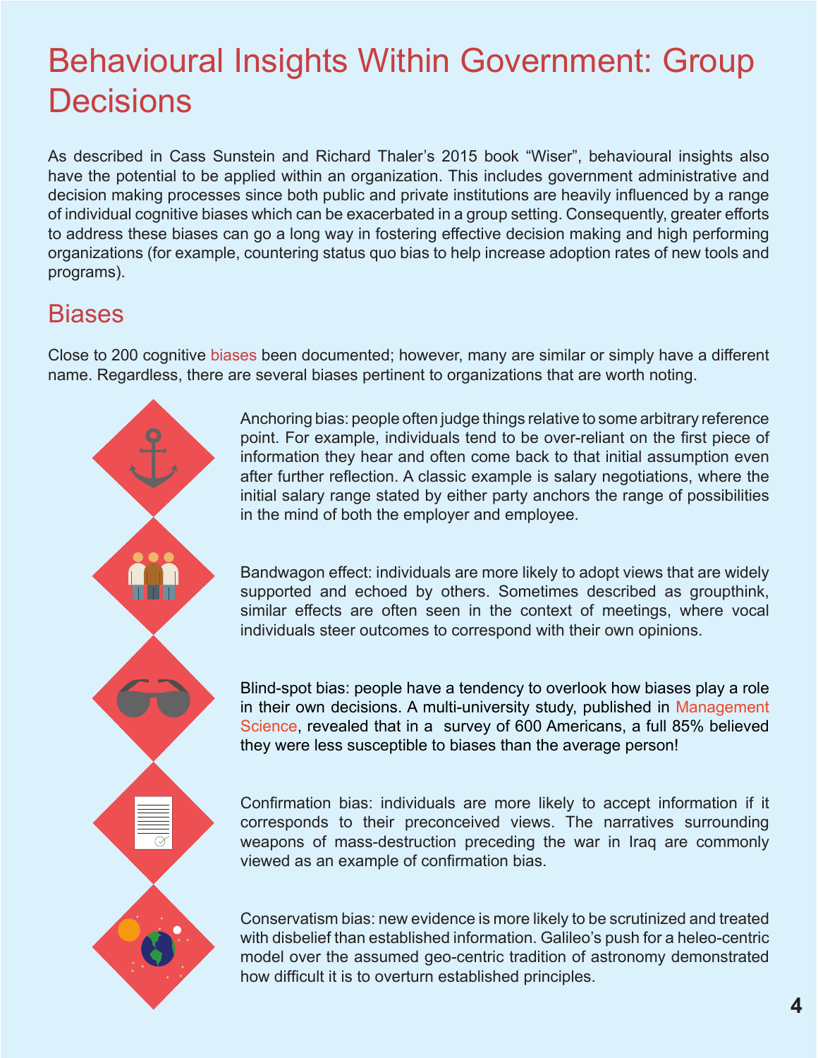# Behavioural Insights Within Government: Group Decisions

As described in Cass Sunstein and Richard Thaler's 2015 book "Wiser", behavioural insights also have the potential to be applied within an organization. This includes government administrative and decision making processes since both public and private institutions are heavily influenced by a range of individual cognitive biases which can be exacerbated in a group setting. Consequently, greater efforts to address these biases can go a long way in fostering effective decision making and high performing organizations (for example, countering status quo bias to help increase adoption rates of new tools and programs).

## Biases

Close to 200 cognitive biases been documented; however, many are similar or simply have a different name. Regardless, there are several biases pertinent to organizations that are worth noting.

Anchoring bias: people often judge things relative to some arbitrary reference point. For example, individuals tend to be over-reliant on the first piece of information they hear and often come back to that initial assumption even after further reflection. A classic example is salary negotiations, where the initial salary range stated by either party anchors the range of possibilities in the mind of both the employer and employee.

Bandwagon effect: individuals are more likely to adopt views that are widely supported and echoed by others. Sometimes described as groupthink, similar effects are often seen in the context of meetings, where vocal individuals steer outcomes to correspond with their own opinions.

Blind-spot bias: people have a tendency to overlook how biases play a role in their own decisions. A multi-university study, published in Management Science, revealed that in a survey of 600 Americans, a full 85% believed they were less susceptible to biases than the average person!

Confirmation bias: individuals are more likely to accept information if it corresponds to their preconceived views. The narratives surrounding weapons of mass-destruction preceding the war in Iraq are commonly viewed as an example of confirmation bias.

Conservatism bias: new evidence is more likely to be scrutinized and treated with disbelief than established information. Galileo's push for a heleo-centric model over the assumed geo-centric tradition of astronomy demonstrated how difficult it is to overturn established principles.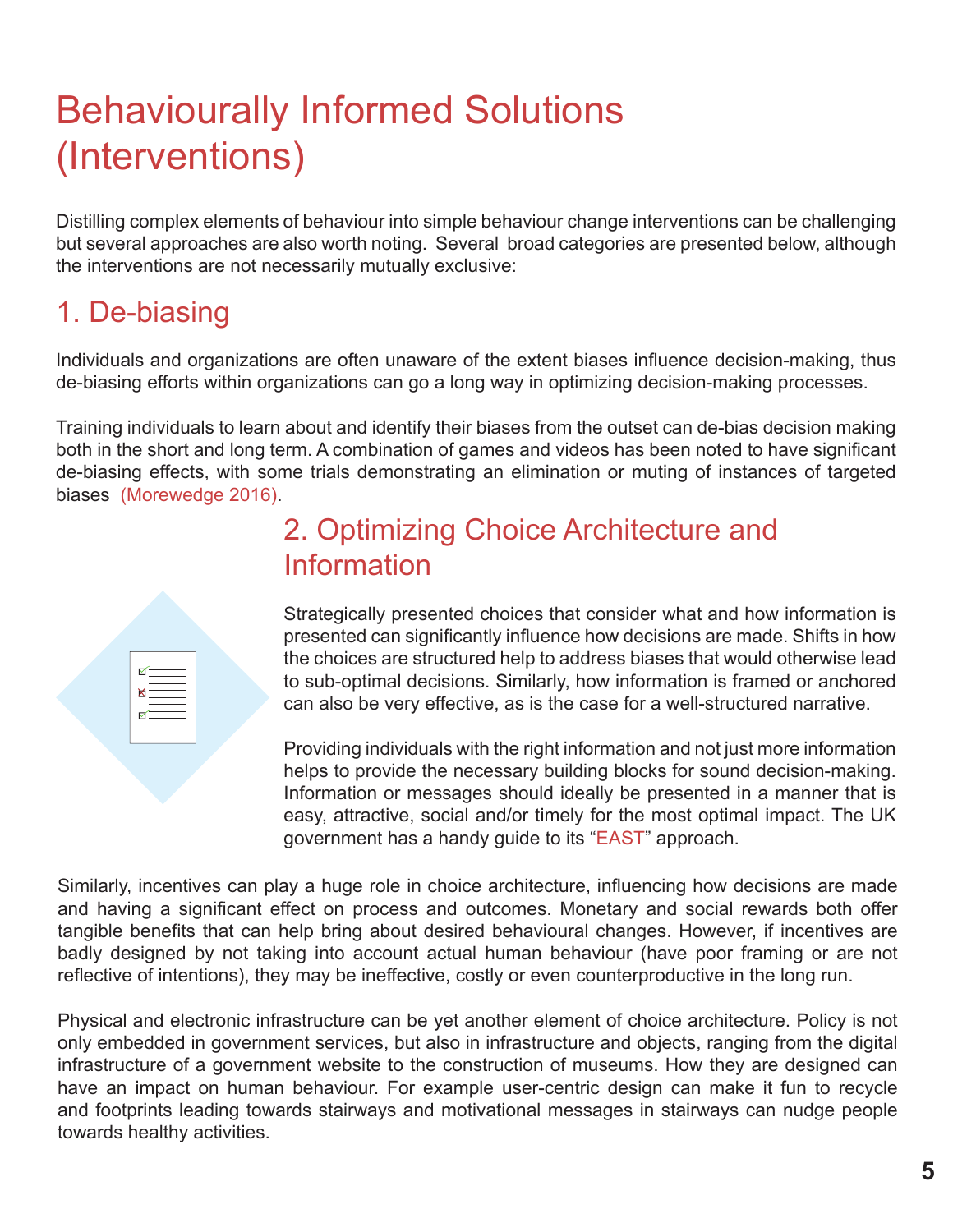# Behaviourally Informed Solutions (Interventions)

Distilling complex elements of behaviour into simple behaviour change interventions can be challenging but several approaches are also worth noting. Several broad categories are presented below, although the interventions are not necessarily mutually exclusive:

## 1. De-biasing

Individuals and organizations are often unaware of the extent biases influence decision-making, thus de-biasing efforts within organizations can go a long way in optimizing decision-making processes.

Training individuals to learn about and identify their biases from the outset can de-bias decision making both in the short and long term. A combination of games and videos has been noted to have significant de-biasing effects, with some trials demonstrating an elimination or muting of instances of targeted biases (Morewedge 2016).

## 2. Optimizing Choice Architecture and Information

Strategically presented choices that consider what and how information is presented can significantly influence how decisions are made. Shifts in how the choices are structured help to address biases that would otherwise lead to sub-optimal decisions. Similarly, how information is framed or anchored can also be very effective, as is the case for a well-structured narrative.

Providing individuals with the right information and not just more information helps to provide the necessary building blocks for sound decision-making. Information or messages should ideally be presented in a manner that is easy, attractive, social and/or timely for the most optimal impact. The UK government has a handy guide to its "EAST" approach.

Similarly, incentives can play a huge role in choice architecture, influencing how decisions are made and having a significant effect on process and outcomes. Monetary and social rewards both offer tangible benefits that can help bring about desired behavioural changes. However, if incentives are badly designed by not taking into account actual human behaviour (have poor framing or are not reflective of intentions), they may be ineffective, costly or even counterproductive in the long run.

Physical and electronic infrastructure can be yet another element of choice architecture. Policy is not only embedded in government services, but also in infrastructure and objects, ranging from the digital infrastructure of a government website to the construction of museums. How they are designed can have an impact on human behaviour. For example user-centric design can make it fun to recycle and footprints leading towards stairways and motivational messages in stairways can nudge people towards healthy activities.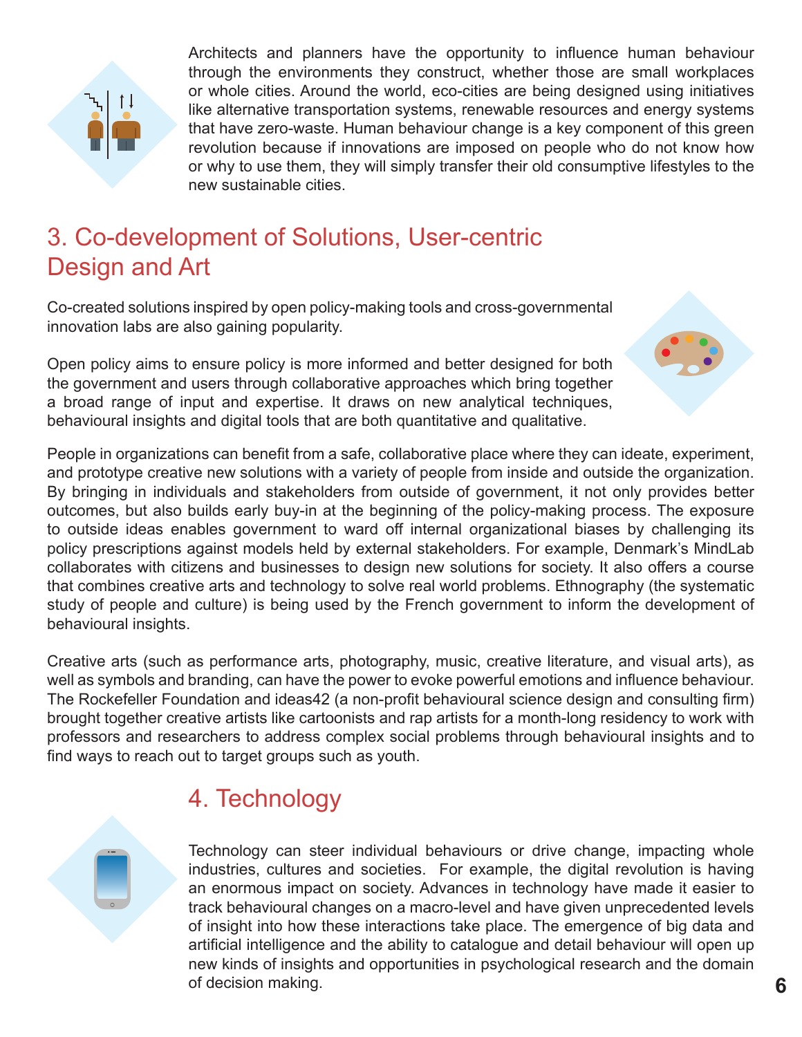Architects and planners have the opportunity to influence human behaviour through the environments they construct, whether those are small workplaces or whole cities. Around the world, eco-cities are being designed using initiatives like alternative transportation systems, renewable resources and energy systems that have zero-waste. Human behaviour change is a key component of this green revolution because if innovations are imposed on people who do not know how or why to use them, they will simply transfer their old consumptive lifestyles to the new sustainable cities.

## 3. Co-development of Solutions, User-centric Design and Art

Co-created solutions inspired by open policy-making tools and cross-governmental innovation labs are also gaining popularity.

Open policy aims to ensure policy is more informed and better designed for both the government and users through collaborative approaches which bring together a broad range of input and expertise. It draws on new analytical techniques, behavioural insights and digital tools that are both quantitative and qualitative.

People in organizations can benefit from a safe, collaborative place where they can ideate, experiment, and prototype creative new solutions with a variety of people from inside and outside the organization. By bringing in individuals and stakeholders from outside of government, it not only provides better outcomes, but also builds early buy-in at the beginning of the policy-making process. The exposure to outside ideas enables government to ward off internal organizational biases by challenging its policy prescriptions against models held by external stakeholders. For example, Denmark's MindLab collaborates with citizens and businesses to design new solutions for society. It also offers a course that combines creative arts and technology to solve real world problems. Ethnography (the systematic study of people and culture) is being used by the French government to inform the development of behavioural insights.

Creative arts (such as performance arts, photography, music, creative literature, and visual arts), as well as symbols and branding, can have the power to evoke powerful emotions and influence behaviour. The Rockefeller Foundation and ideas42 (a non-profit behavioural science design and consulting firm) brought together creative artists like cartoonists and rap artists for a month-long residency to work with professors and researchers to address complex social problems through behavioural insights and to find ways to reach out to target groups such as youth.

## 4. Technology

Technology can steer individual behaviours or drive change, impacting whole industries, cultures and societies. For example, the digital revolution is having an enormous impact on society. Advances in technology have made it easier to track behavioural changes on a macro-level and have given unprecedented levels of insight into how these interactions take place. The emergence of big data and artificial intelligence and the ability to catalogue and detail behaviour will open up new kinds of insights and opportunities in psychological research and the domain of decision making.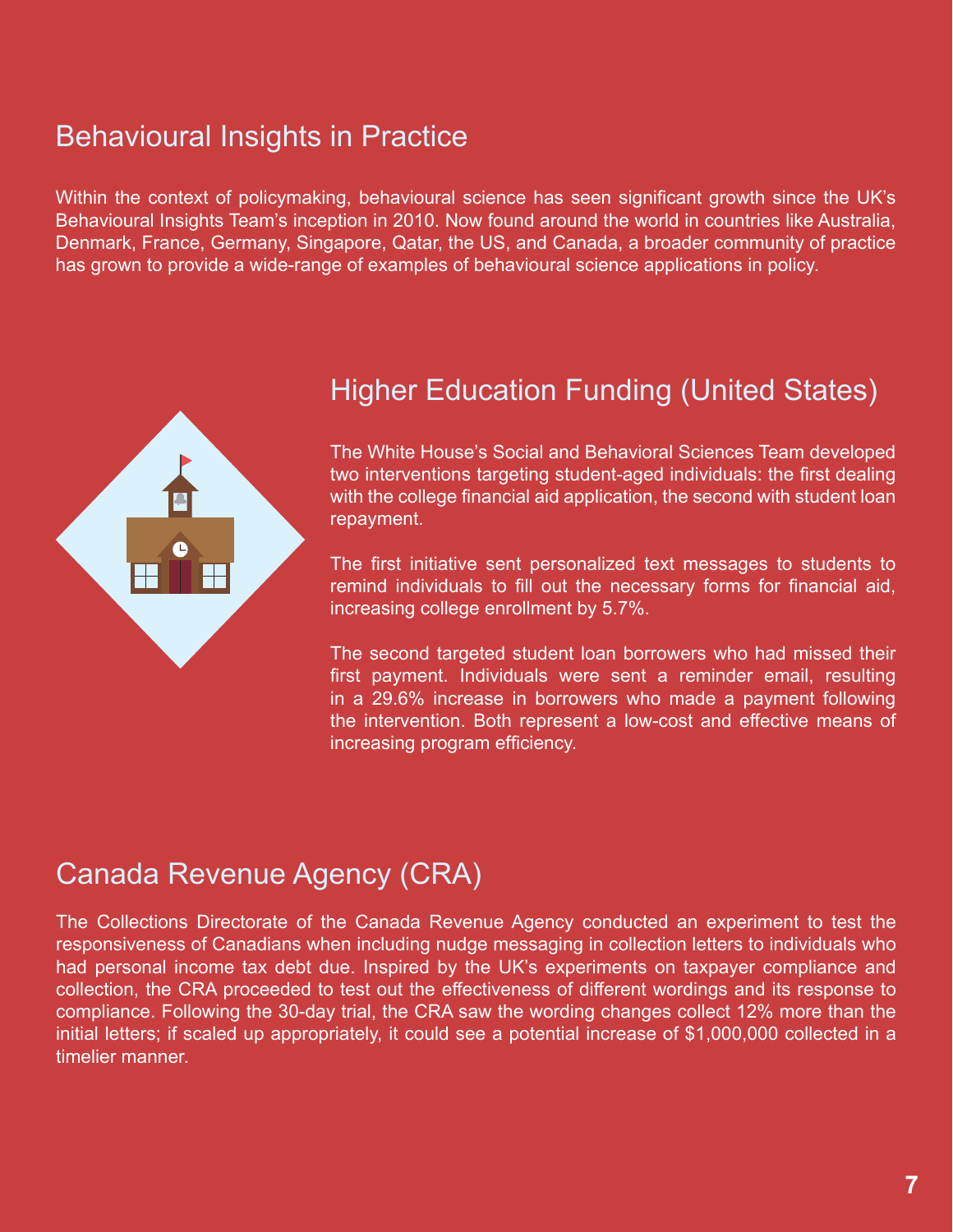## Behavioural Insights in Practice

Within the context of policymaking, behavioural science has seen significant growth since the UK's Behavioural Insights Team's inception in 2010. Now found around the world in countries like Australia, Denmark, France, Germany, Singapore, Qatar, the US, and Canada, a broader community of practice has grown to provide a wide-range of examples of behavioural science applications in policy.

## Higher Education Funding (United States)

The White House's Social and Behavioral Sciences Team developed two interventions targeting student-aged individuals: the first dealing with the college financial aid application, the second with student loan repayment.

The first initiative sent personalized text messages to students to remind individuals to fill out the necessary forms for financial aid, increasing college enrollment by 5.7%.

The second targeted student loan borrowers who had missed their first payment. Individuals were sent a reminder email, resulting in a 29.6% increase in borrowers who made a payment following the intervention. Both represent a low-cost and effective means of increasing program efficiency.

## Canada Revenue Agency (CRA)

The Collections Directorate of the Canada Revenue Agency conducted an experiment to test the responsiveness of Canadians when including nudge messaging in collection letters to individuals who had personal income tax debt due. Inspired by the UK's experiments on taxpayer compliance and collection, the CRA proceeded to test out the effectiveness of different wordings and its response to compliance. Following the 30-day trial, the CRA saw the wording changes collect 12% more than the initial letters; if scaled up appropriately, it could see a potential increase of $1,000,000 collected in a timelier manner.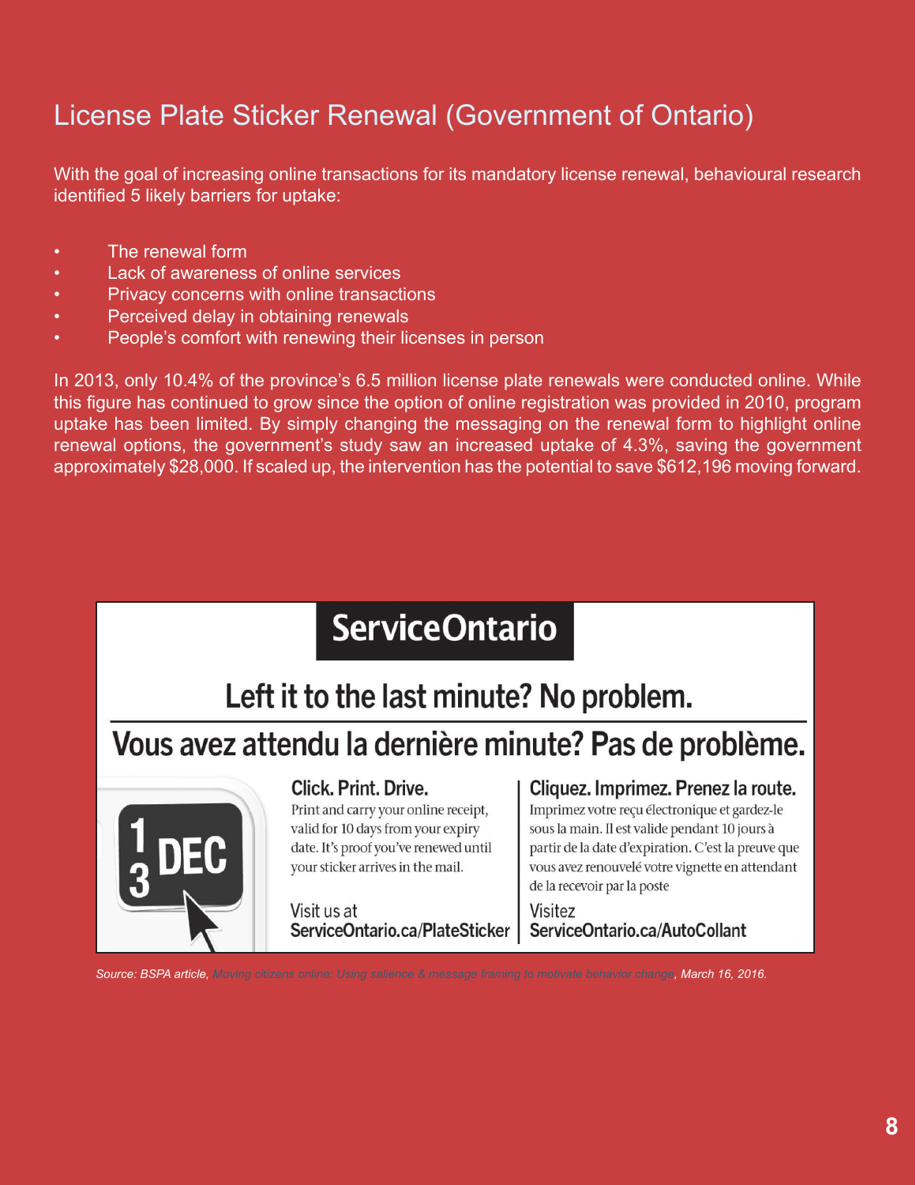## License Plate Sticker Renewal (Government of Ontario)

With the goal of increasing online transactions for its mandatory license renewal, behavioural research identified 5 likely barriers for uptake:

- The renewal form
- Lack of awareness of online services
- Privacy concerns with online transactions
- Perceived delay in obtaining renewals
- People's comfort with renewing their licenses in person

In 2013, only 10.4% of the province's 6.5 million license plate renewals were conducted online. While this figure has continued to grow since the option of online registration was provided in 2010, program uptake has been limited. By simply changing the messaging on the renewal form to highlight online renewal options, the government's study saw an increased uptake of 4.3%, saving the government approximately $28,000. If scaled up, the intervention has the potential to save $612,196 moving forward.

**ServiceOntario**

**Left it to the last minute? No problem.**

**Vous avez attendu la dernière minute? Pas de problème.**

13 DEC

**Click. Print. Drive.**

Print and carry your online receipt, valid for 10 days from your expiry date. It's proof you've renewed until your sticker arrives in the mail.

Visit us at
**ServiceOntario.ca/PlateSticker**

**Cliquez. Imprimez. Prenez la route.**

Imprimez votre reçu électronique et gardez-le sous la main. Il est valide pendant 10 jours à partir de la date d'expiration. C'est la preuve que vous avez renouvelé votre vignette en attendant de la recevoir par la poste

Visitez
**ServiceOntario.ca/AutoCollant**

*Source: BSPA article, Moving citizens online: Using salience & message framing to motivate behavior change, March 16, 2016.*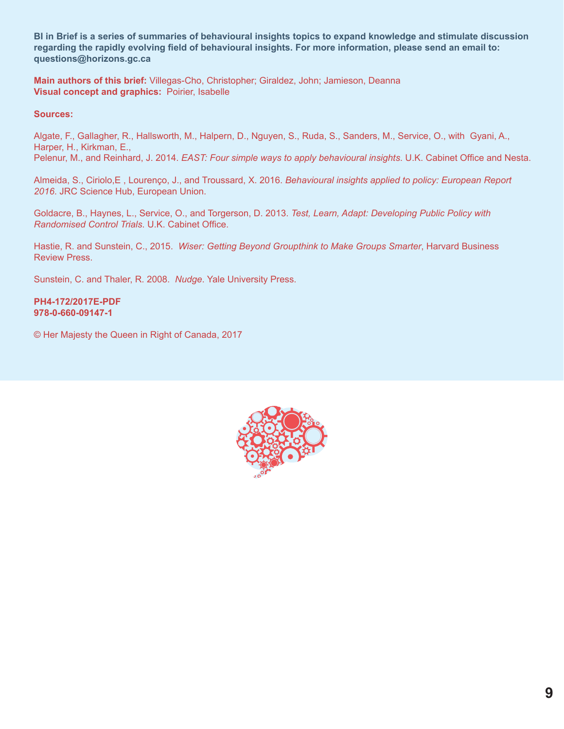**BI in Brief is a series of summaries of behavioural insights topics to expand knowledge and stimulate discussion regarding the rapidly evolving field of behavioural insights. For more information, please send an email to: questions@horizons.gc.ca**

**Main authors of this brief:** Villegas-Cho, Christopher; Giraldez, John; Jamieson, Deanna
**Visual concept and graphics:** Poirier, Isabelle

**Sources:**

Algate, F., Gallagher, R., Hallsworth, M., Halpern, D., Nguyen, S., Ruda, S., Sanders, M., Service, O., with Gyani, A., Harper, H., Kirkman, E.,
Pelenur, M., and Reinhard, J. 2014. *EAST: Four simple ways to apply behavioural insights.* U.K. Cabinet Office and Nesta.

Almeida, S., Ciriolo,E , Lourenço, J., and Troussard, X. 2016. *Behavioural insights applied to policy: European Report 2016.* JRC Science Hub, European Union.

Goldacre, B., Haynes, L., Service, O., and Torgerson, D. 2013. *Test, Learn, Adapt: Developing Public Policy with Randomised Control Trials.* U.K. Cabinet Office.

Hastie, R. and Sunstein, C., 2015. *Wiser: Getting Beyond Groupthink to Make Groups Smarter*, Harvard Business Review Press.

Sunstein, C. and Thaler, R. 2008. *Nudge*. Yale University Press.

**PH4-172/2017E-PDF**
**978-0-660-09147-1**

© Her Majesty the Queen in Right of Canada, 2017